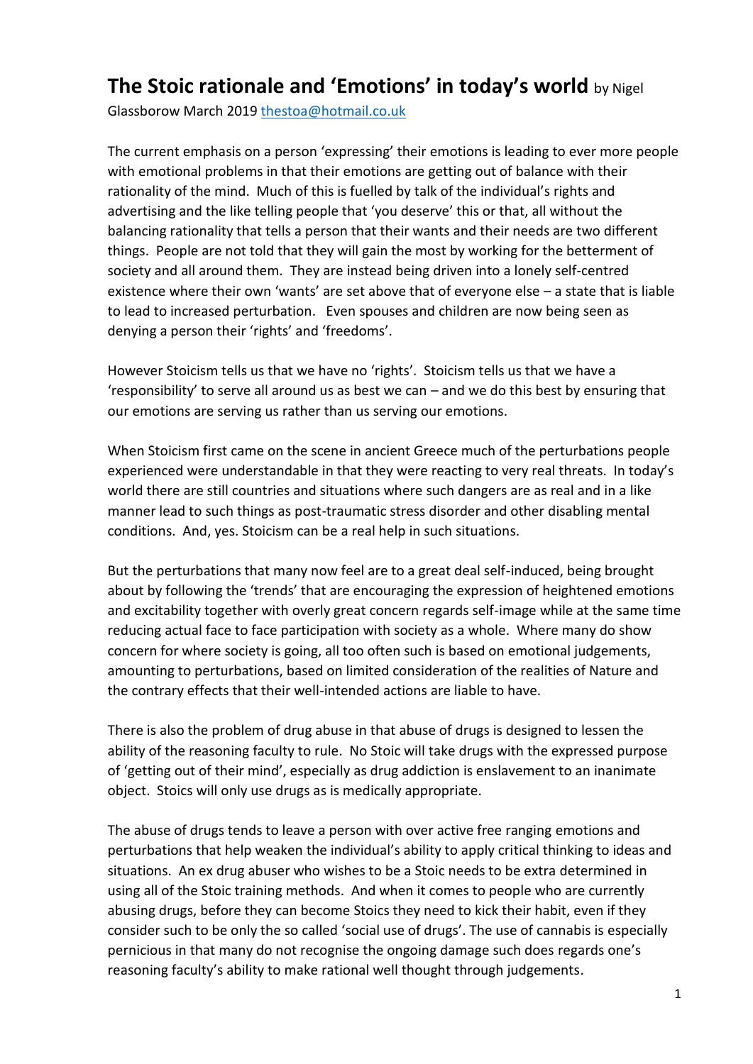# The Stoic rationale and 'Emotions' in today's world by Nigel Glassborow March 2019 thestoa@hotmail.co.uk

The current emphasis on a person 'expressing' their emotions is leading to ever more people with emotional problems in that their emotions are getting out of balance with their rationality of the mind. Much of this is fuelled by talk of the individual's rights and advertising and the like telling people that 'you deserve' this or that, all without the balancing rationality that tells a person that their wants and their needs are two different things. People are not told that they will gain the most by working for the betterment of society and all around them. They are instead being driven into a lonely self-centred existence where their own 'wants' are set above that of everyone else – a state that is liable to lead to increased perturbation. Even spouses and children are now being seen as denying a person their 'rights' and 'freedoms'.

However Stoicism tells us that we have no 'rights'. Stoicism tells us that we have a 'responsibility' to serve all around us as best we can – and we do this best by ensuring that our emotions are serving us rather than us serving our emotions.

When Stoicism first came on the scene in ancient Greece much of the perturbations people experienced were understandable in that they were reacting to very real threats. In today's world there are still countries and situations where such dangers are as real and in a like manner lead to such things as post-traumatic stress disorder and other disabling mental conditions. And, yes. Stoicism can be a real help in such situations.

But the perturbations that many now feel are to a great deal self-induced, being brought about by following the 'trends' that are encouraging the expression of heightened emotions and excitability together with overly great concern regards self-image while at the same time reducing actual face to face participation with society as a whole. Where many do show concern for where society is going, all too often such is based on emotional judgements, amounting to perturbations, based on limited consideration of the realities of Nature and the contrary effects that their well-intended actions are liable to have.

There is also the problem of drug abuse in that abuse of drugs is designed to lessen the ability of the reasoning faculty to rule. No Stoic will take drugs with the expressed purpose of 'getting out of their mind', especially as drug addiction is enslavement to an inanimate object. Stoics will only use drugs as is medically appropriate.

The abuse of drugs tends to leave a person with over active free ranging emotions and perturbations that help weaken the individual's ability to apply critical thinking to ideas and situations. An ex drug abuser who wishes to be a Stoic needs to be extra determined in using all of the Stoic training methods. And when it comes to people who are currently abusing drugs, before they can become Stoics they need to kick their habit, even if they consider such to be only the so called 'social use of drugs'. The use of cannabis is especially pernicious in that many do not recognise the ongoing damage such does regards one's reasoning faculty's ability to make rational well thought through judgements.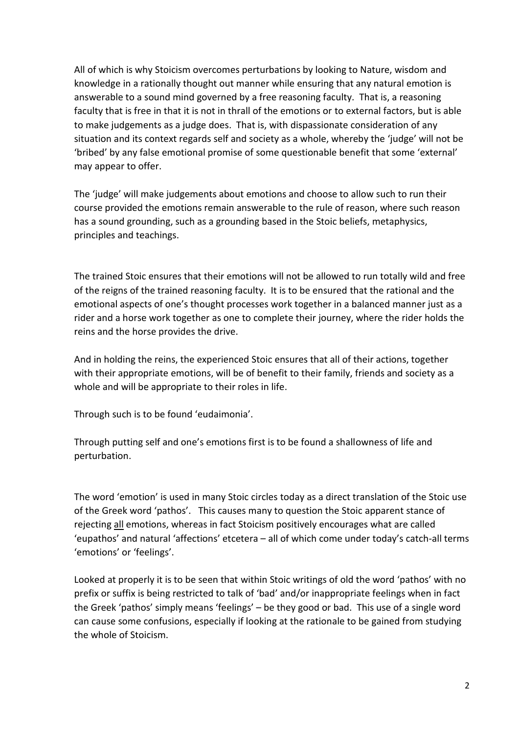All of which is why Stoicism overcomes perturbations by looking to Nature, wisdom and knowledge in a rationally thought out manner while ensuring that any natural emotion is answerable to a sound mind governed by a free reasoning faculty. That is, a reasoning faculty that is free in that it is not in thrall of the emotions or to external factors, but is able to make judgements as a judge does. That is, with dispassionate consideration of any situation and its context regards self and society as a whole, whereby the 'judge' will not be 'bribed' by any false emotional promise of some questionable benefit that some 'external' may appear to offer.

The 'judge' will make judgements about emotions and choose to allow such to run their course provided the emotions remain answerable to the rule of reason, where such reason has a sound grounding, such as a grounding based in the Stoic beliefs, metaphysics, principles and teachings.

The trained Stoic ensures that their emotions will not be allowed to run totally wild and free of the reigns of the trained reasoning faculty. It is to be ensured that the rational and the emotional aspects of one's thought processes work together in a balanced manner just as a rider and a horse work together as one to complete their journey, where the rider holds the reins and the horse provides the drive.

And in holding the reins, the experienced Stoic ensures that all of their actions, together with their appropriate emotions, will be of benefit to their family, friends and society as a whole and will be appropriate to their roles in life.

Through such is to be found 'eudaimonia'.

Through putting self and one's emotions first is to be found a shallowness of life and perturbation.

The word 'emotion' is used in many Stoic circles today as a direct translation of the Stoic use of the Greek word 'pathos'. This causes many to question the Stoic apparent stance of rejecting <u>all</u> emotions, whereas in fact Stoicism positively encourages what are called 'eupathos' and natural 'affections' etcetera – all of which come under today's catch-all terms 'emotions' or 'feelings'.

Looked at properly it is to be seen that within Stoic writings of old the word 'pathos' with no prefix or suffix is being restricted to talk of 'bad' and/or inappropriate feelings when in fact the Greek 'pathos' simply means 'feelings' – be they good or bad. This use of a single word can cause some confusions, especially if looking at the rationale to be gained from studying the whole of Stoicism.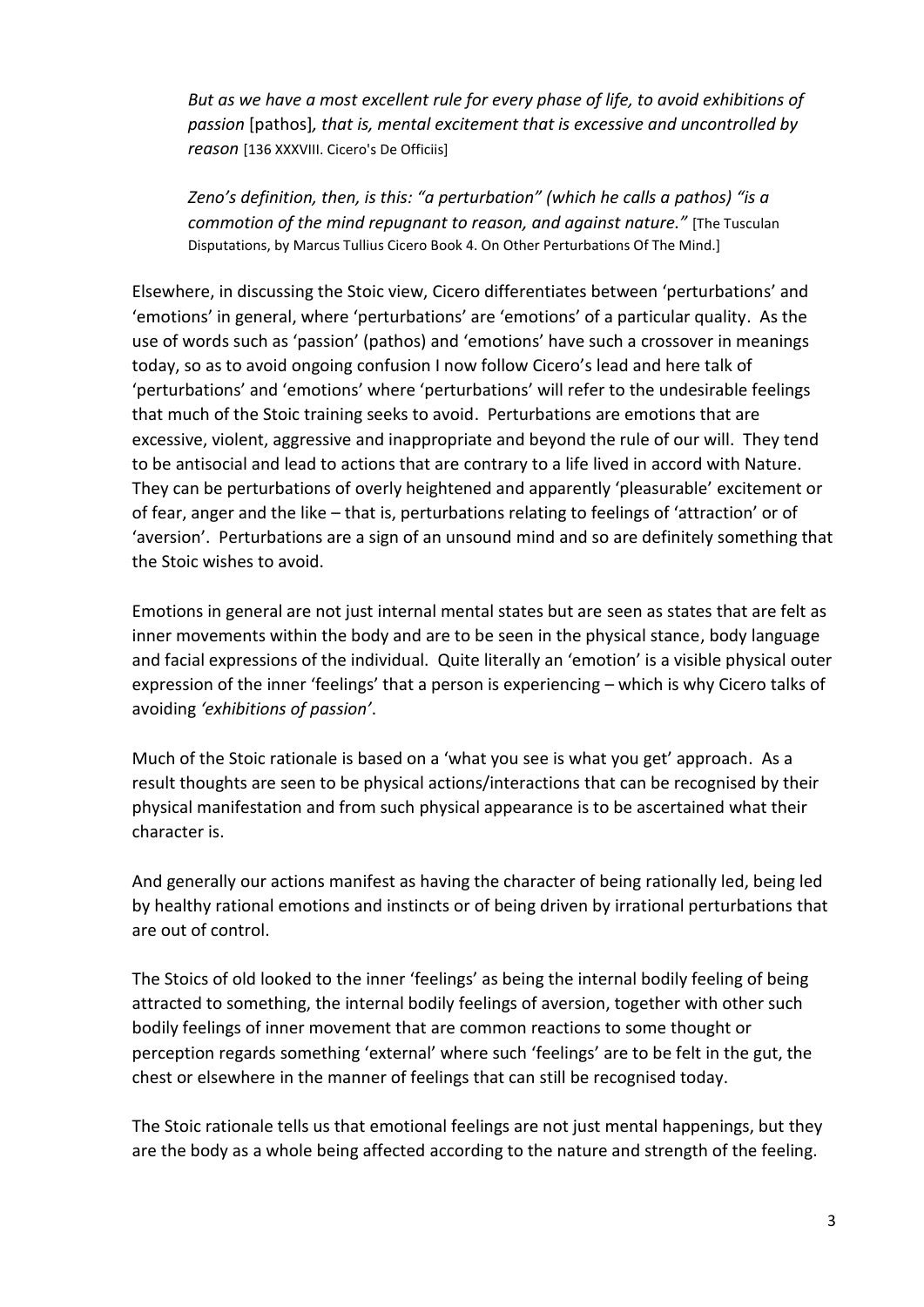> *But as we have a most excellent rule for every phase of life, to avoid exhibitions of passion* [pathos]*, that is, mental excitement that is excessive and uncontrolled by reason* [136 XXXVIII. Cicero's De Officiis]
>
> *Zeno's definition, then, is this: "a perturbation" (which he calls a pathos) "is a commotion of the mind repugnant to reason, and against nature."* [The Tusculan Disputations, by Marcus Tullius Cicero Book 4. On Other Perturbations Of The Mind.]

Elsewhere, in discussing the Stoic view, Cicero differentiates between 'perturbations' and 'emotions' in general, where 'perturbations' are 'emotions' of a particular quality. As the use of words such as 'passion' (pathos) and 'emotions' have such a crossover in meanings today, so as to avoid ongoing confusion I now follow Cicero's lead and here talk of 'perturbations' and 'emotions' where 'perturbations' will refer to the undesirable feelings that much of the Stoic training seeks to avoid. Perturbations are emotions that are excessive, violent, aggressive and inappropriate and beyond the rule of our will. They tend to be antisocial and lead to actions that are contrary to a life lived in accord with Nature. They can be perturbations of overly heightened and apparently 'pleasurable' excitement or of fear, anger and the like – that is, perturbations relating to feelings of 'attraction' or of 'aversion'. Perturbations are a sign of an unsound mind and so are definitely something that the Stoic wishes to avoid.

Emotions in general are not just internal mental states but are seen as states that are felt as inner movements within the body and are to be seen in the physical stance, body language and facial expressions of the individual. Quite literally an 'emotion' is a visible physical outer expression of the inner 'feelings' that a person is experiencing – which is why Cicero talks of avoiding *'exhibitions of passion'*.

Much of the Stoic rationale is based on a 'what you see is what you get' approach. As a result thoughts are seen to be physical actions/interactions that can be recognised by their physical manifestation and from such physical appearance is to be ascertained what their character is.

And generally our actions manifest as having the character of being rationally led, being led by healthy rational emotions and instincts or of being driven by irrational perturbations that are out of control.

The Stoics of old looked to the inner 'feelings' as being the internal bodily feeling of being attracted to something, the internal bodily feelings of aversion, together with other such bodily feelings of inner movement that are common reactions to some thought or perception regards something 'external' where such 'feelings' are to be felt in the gut, the chest or elsewhere in the manner of feelings that can still be recognised today.

The Stoic rationale tells us that emotional feelings are not just mental happenings, but they are the body as a whole being affected according to the nature and strength of the feeling.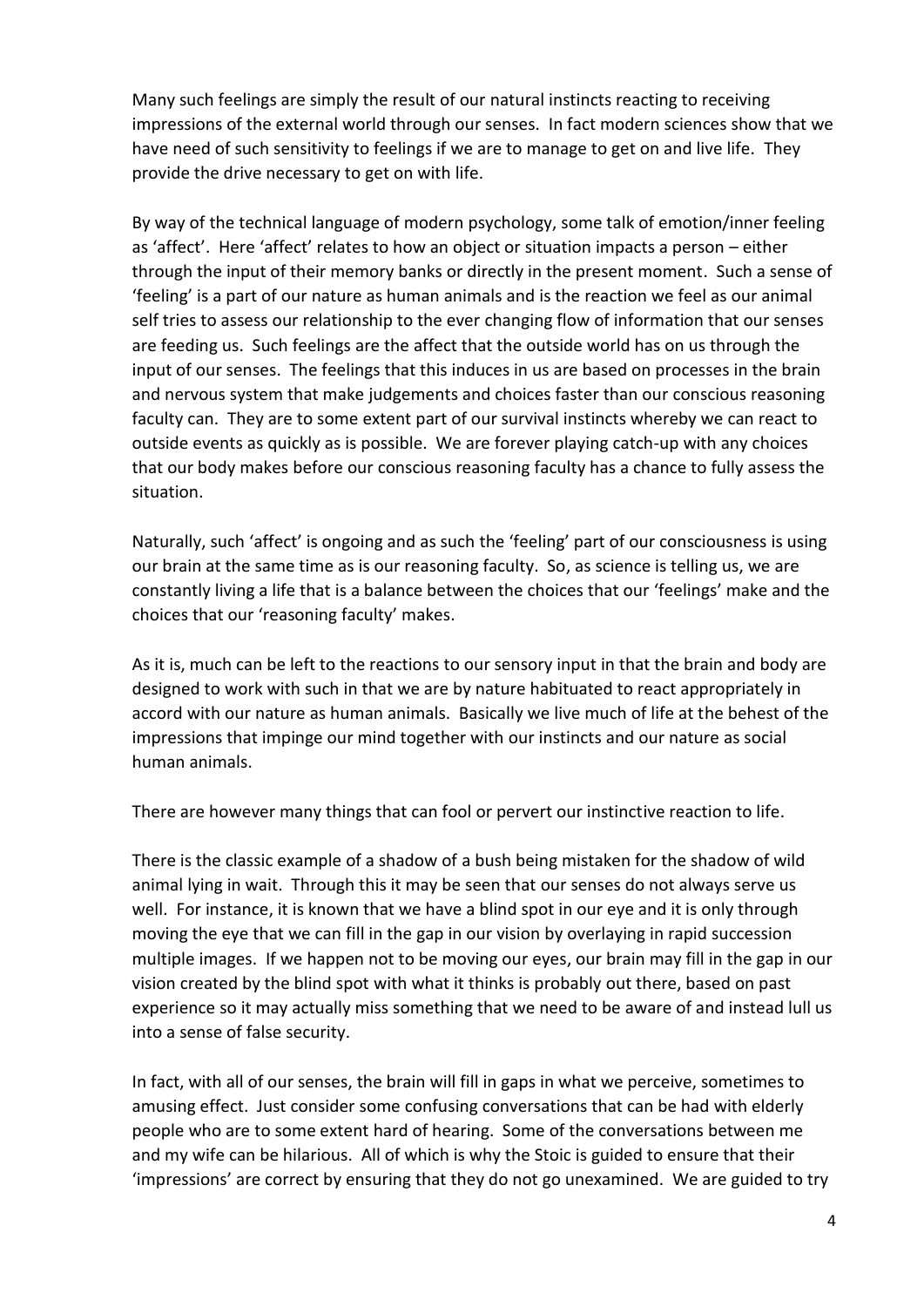Many such feelings are simply the result of our natural instincts reacting to receiving impressions of the external world through our senses. In fact modern sciences show that we have need of such sensitivity to feelings if we are to manage to get on and live life. They provide the drive necessary to get on with life.

By way of the technical language of modern psychology, some talk of emotion/inner feeling as 'affect'. Here 'affect' relates to how an object or situation impacts a person – either through the input of their memory banks or directly in the present moment. Such a sense of 'feeling' is a part of our nature as human animals and is the reaction we feel as our animal self tries to assess our relationship to the ever changing flow of information that our senses are feeding us. Such feelings are the affect that the outside world has on us through the input of our senses. The feelings that this induces in us are based on processes in the brain and nervous system that make judgements and choices faster than our conscious reasoning faculty can. They are to some extent part of our survival instincts whereby we can react to outside events as quickly as is possible. We are forever playing catch-up with any choices that our body makes before our conscious reasoning faculty has a chance to fully assess the situation.

Naturally, such 'affect' is ongoing and as such the 'feeling' part of our consciousness is using our brain at the same time as is our reasoning faculty. So, as science is telling us, we are constantly living a life that is a balance between the choices that our 'feelings' make and the choices that our 'reasoning faculty' makes.

As it is, much can be left to the reactions to our sensory input in that the brain and body are designed to work with such in that we are by nature habituated to react appropriately in accord with our nature as human animals. Basically we live much of life at the behest of the impressions that impinge our mind together with our instincts and our nature as social human animals.

There are however many things that can fool or pervert our instinctive reaction to life.

There is the classic example of a shadow of a bush being mistaken for the shadow of wild animal lying in wait. Through this it may be seen that our senses do not always serve us well. For instance, it is known that we have a blind spot in our eye and it is only through moving the eye that we can fill in the gap in our vision by overlaying in rapid succession multiple images. If we happen not to be moving our eyes, our brain may fill in the gap in our vision created by the blind spot with what it thinks is probably out there, based on past experience so it may actually miss something that we need to be aware of and instead lull us into a sense of false security.

In fact, with all of our senses, the brain will fill in gaps in what we perceive, sometimes to amusing effect. Just consider some confusing conversations that can be had with elderly people who are to some extent hard of hearing. Some of the conversations between me and my wife can be hilarious. All of which is why the Stoic is guided to ensure that their 'impressions' are correct by ensuring that they do not go unexamined. We are guided to try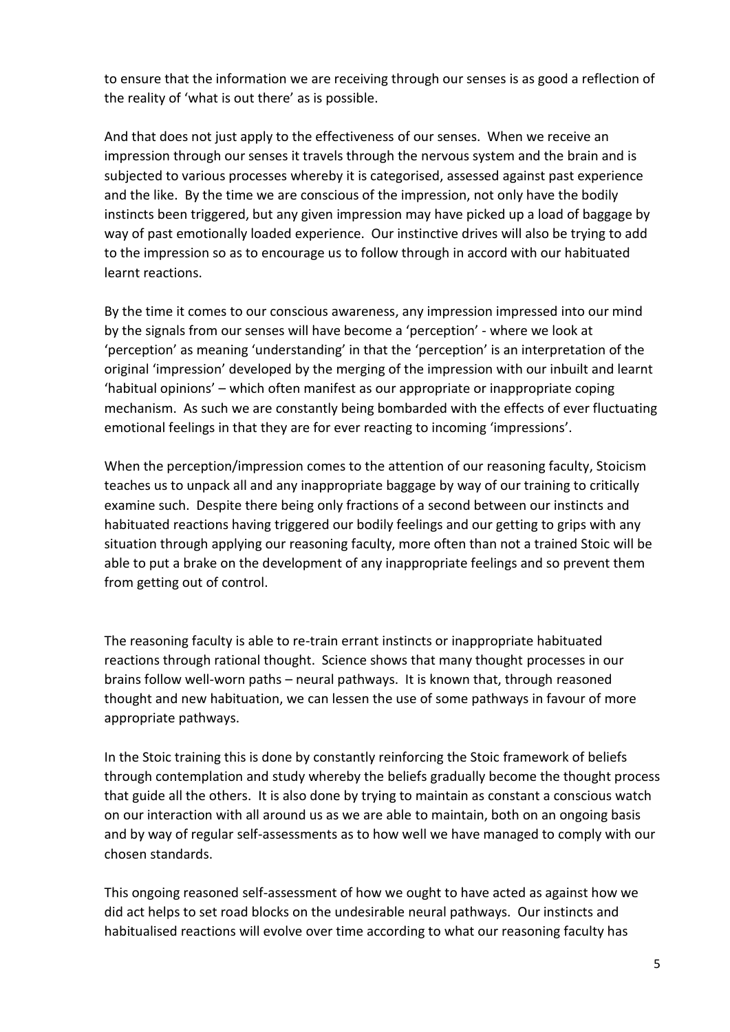to ensure that the information we are receiving through our senses is as good a reflection of the reality of 'what is out there' as is possible.

And that does not just apply to the effectiveness of our senses. When we receive an impression through our senses it travels through the nervous system and the brain and is subjected to various processes whereby it is categorised, assessed against past experience and the like. By the time we are conscious of the impression, not only have the bodily instincts been triggered, but any given impression may have picked up a load of baggage by way of past emotionally loaded experience. Our instinctive drives will also be trying to add to the impression so as to encourage us to follow through in accord with our habituated learnt reactions.

By the time it comes to our conscious awareness, any impression impressed into our mind by the signals from our senses will have become a 'perception' - where we look at 'perception' as meaning 'understanding' in that the 'perception' is an interpretation of the original 'impression' developed by the merging of the impression with our inbuilt and learnt 'habitual opinions' – which often manifest as our appropriate or inappropriate coping mechanism. As such we are constantly being bombarded with the effects of ever fluctuating emotional feelings in that they are for ever reacting to incoming 'impressions'.

When the perception/impression comes to the attention of our reasoning faculty, Stoicism teaches us to unpack all and any inappropriate baggage by way of our training to critically examine such. Despite there being only fractions of a second between our instincts and habituated reactions having triggered our bodily feelings and our getting to grips with any situation through applying our reasoning faculty, more often than not a trained Stoic will be able to put a brake on the development of any inappropriate feelings and so prevent them from getting out of control.

The reasoning faculty is able to re-train errant instincts or inappropriate habituated reactions through rational thought. Science shows that many thought processes in our brains follow well-worn paths – neural pathways. It is known that, through reasoned thought and new habituation, we can lessen the use of some pathways in favour of more appropriate pathways.

In the Stoic training this is done by constantly reinforcing the Stoic framework of beliefs through contemplation and study whereby the beliefs gradually become the thought process that guide all the others. It is also done by trying to maintain as constant a conscious watch on our interaction with all around us as we are able to maintain, both on an ongoing basis and by way of regular self-assessments as to how well we have managed to comply with our chosen standards.

This ongoing reasoned self-assessment of how we ought to have acted as against how we did act helps to set road blocks on the undesirable neural pathways. Our instincts and habitualised reactions will evolve over time according to what our reasoning faculty has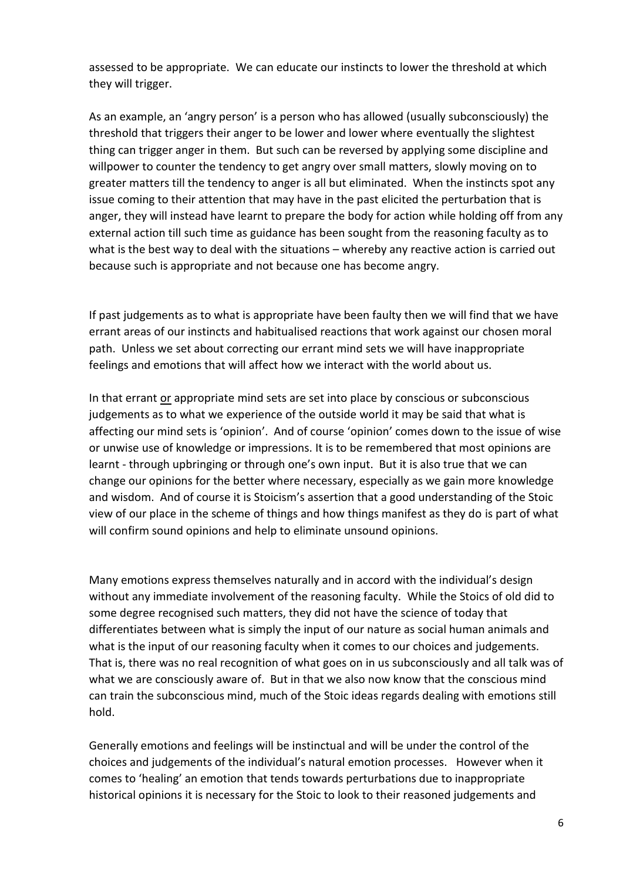assessed to be appropriate. We can educate our instincts to lower the threshold at which they will trigger.

As an example, an 'angry person' is a person who has allowed (usually subconsciously) the threshold that triggers their anger to be lower and lower where eventually the slightest thing can trigger anger in them. But such can be reversed by applying some discipline and willpower to counter the tendency to get angry over small matters, slowly moving on to greater matters till the tendency to anger is all but eliminated. When the instincts spot any issue coming to their attention that may have in the past elicited the perturbation that is anger, they will instead have learnt to prepare the body for action while holding off from any external action till such time as guidance has been sought from the reasoning faculty as to what is the best way to deal with the situations – whereby any reactive action is carried out because such is appropriate and not because one has become angry.

If past judgements as to what is appropriate have been faulty then we will find that we have errant areas of our instincts and habitualised reactions that work against our chosen moral path. Unless we set about correcting our errant mind sets we will have inappropriate feelings and emotions that will affect how we interact with the world about us.

In that errant <u>or</u> appropriate mind sets are set into place by conscious or subconscious judgements as to what we experience of the outside world it may be said that what is affecting our mind sets is 'opinion'. And of course 'opinion' comes down to the issue of wise or unwise use of knowledge or impressions. It is to be remembered that most opinions are learnt - through upbringing or through one's own input. But it is also true that we can change our opinions for the better where necessary, especially as we gain more knowledge and wisdom. And of course it is Stoicism's assertion that a good understanding of the Stoic view of our place in the scheme of things and how things manifest as they do is part of what will confirm sound opinions and help to eliminate unsound opinions.

Many emotions express themselves naturally and in accord with the individual's design without any immediate involvement of the reasoning faculty. While the Stoics of old did to some degree recognised such matters, they did not have the science of today that differentiates between what is simply the input of our nature as social human animals and what is the input of our reasoning faculty when it comes to our choices and judgements. That is, there was no real recognition of what goes on in us subconsciously and all talk was of what we are consciously aware of. But in that we also now know that the conscious mind can train the subconscious mind, much of the Stoic ideas regards dealing with emotions still hold.

Generally emotions and feelings will be instinctual and will be under the control of the choices and judgements of the individual's natural emotion processes. However when it comes to 'healing' an emotion that tends towards perturbations due to inappropriate historical opinions it is necessary for the Stoic to look to their reasoned judgements and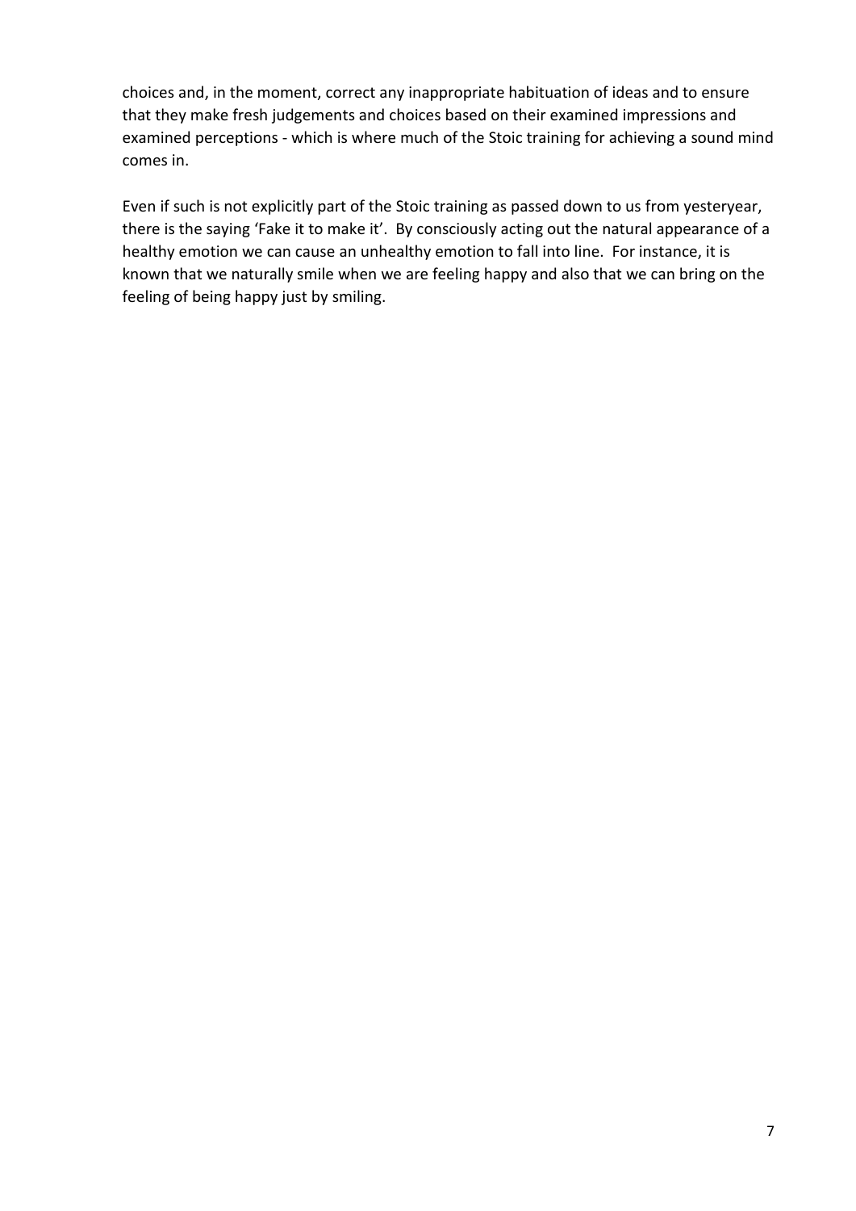choices and, in the moment, correct any inappropriate habituation of ideas and to ensure that they make fresh judgements and choices based on their examined impressions and examined perceptions - which is where much of the Stoic training for achieving a sound mind comes in.

Even if such is not explicitly part of the Stoic training as passed down to us from yesteryear, there is the saying 'Fake it to make it'. By consciously acting out the natural appearance of a healthy emotion we can cause an unhealthy emotion to fall into line. For instance, it is known that we naturally smile when we are feeling happy and also that we can bring on the feeling of being happy just by smiling.